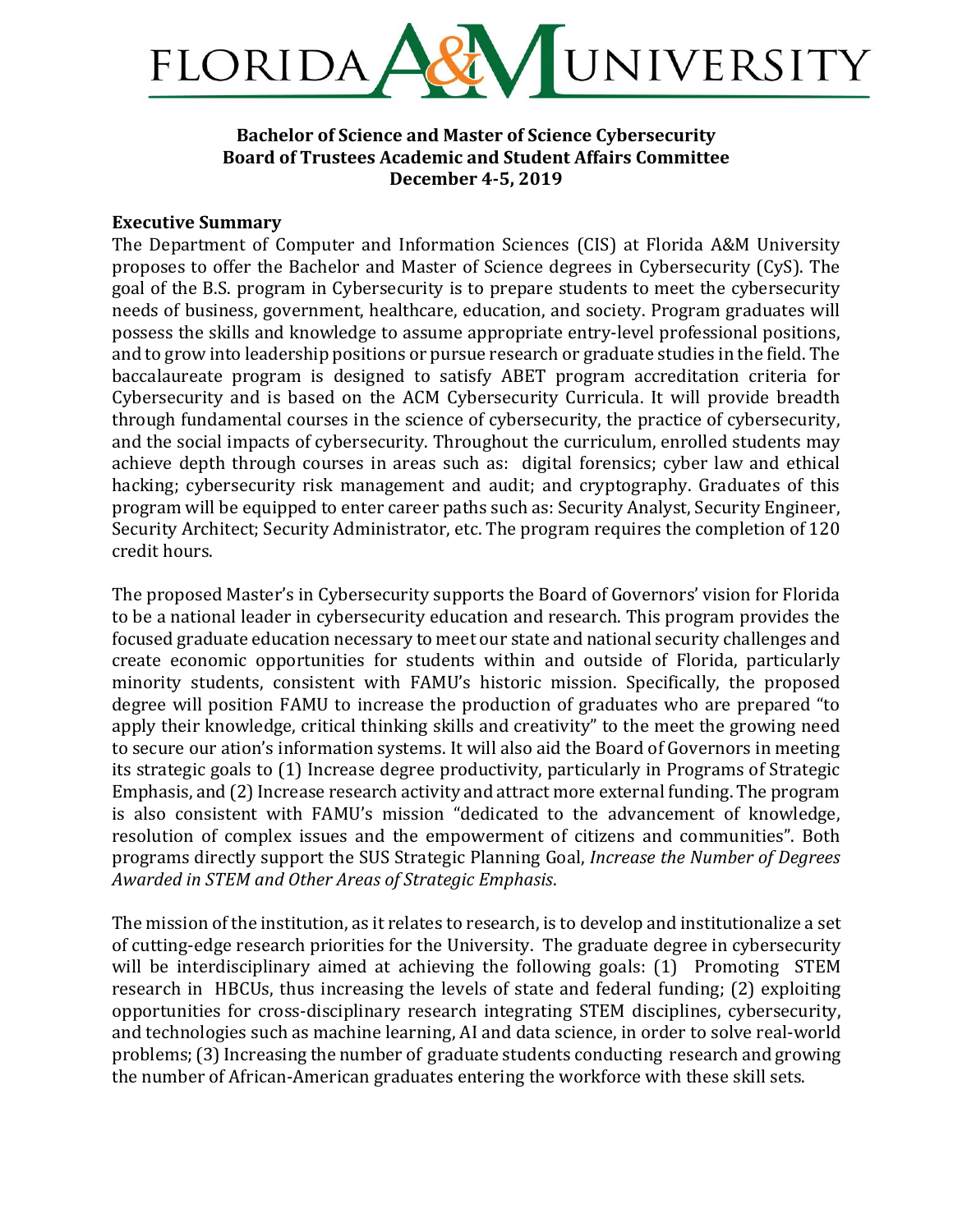# FLORIDA A&M UNIVERSITY

**Bachelor of Science and Master of Science Cybersecurity**
**Board of Trustees Academic and Student Affairs Committee**
**December 4-5, 2019**

## Executive Summary

The Department of Computer and Information Sciences (CIS) at Florida A&M University proposes to offer the Bachelor and Master of Science degrees in Cybersecurity (CyS). The goal of the B.S. program in Cybersecurity is to prepare students to meet the cybersecurity needs of business, government, healthcare, education, and society. Program graduates will possess the skills and knowledge to assume appropriate entry-level professional positions, and to grow into leadership positions or pursue research or graduate studies in the field. The baccalaureate program is designed to satisfy ABET program accreditation criteria for Cybersecurity and is based on the ACM Cybersecurity Curricula. It will provide breadth through fundamental courses in the science of cybersecurity, the practice of cybersecurity, and the social impacts of cybersecurity. Throughout the curriculum, enrolled students may achieve depth through courses in areas such as: digital forensics; cyber law and ethical hacking; cybersecurity risk management and audit; and cryptography. Graduates of this program will be equipped to enter career paths such as: Security Analyst, Security Engineer, Security Architect; Security Administrator, etc. The program requires the completion of 120 credit hours.

The proposed Master's in Cybersecurity supports the Board of Governors' vision for Florida to be a national leader in cybersecurity education and research. This program provides the focused graduate education necessary to meet our state and national security challenges and create economic opportunities for students within and outside of Florida, particularly minority students, consistent with FAMU's historic mission. Specifically, the proposed degree will position FAMU to increase the production of graduates who are prepared "to apply their knowledge, critical thinking skills and creativity" to the meet the growing need to secure our ation's information systems. It will also aid the Board of Governors in meeting its strategic goals to (1) Increase degree productivity, particularly in Programs of Strategic Emphasis, and (2) Increase research activity and attract more external funding. The program is also consistent with FAMU's mission "dedicated to the advancement of knowledge, resolution of complex issues and the empowerment of citizens and communities". Both programs directly support the SUS Strategic Planning Goal, *Increase the Number of Degrees Awarded in STEM and Other Areas of Strategic Emphasis*.

The mission of the institution, as it relates to research, is to develop and institutionalize a set of cutting-edge research priorities for the University. The graduate degree in cybersecurity will be interdisciplinary aimed at achieving the following goals: (1) Promoting STEM research in HBCUs, thus increasing the levels of state and federal funding; (2) exploiting opportunities for cross-disciplinary research integrating STEM disciplines, cybersecurity, and technologies such as machine learning, AI and data science, in order to solve real-world problems; (3) Increasing the number of graduate students conducting research and growing the number of African-American graduates entering the workforce with these skill sets.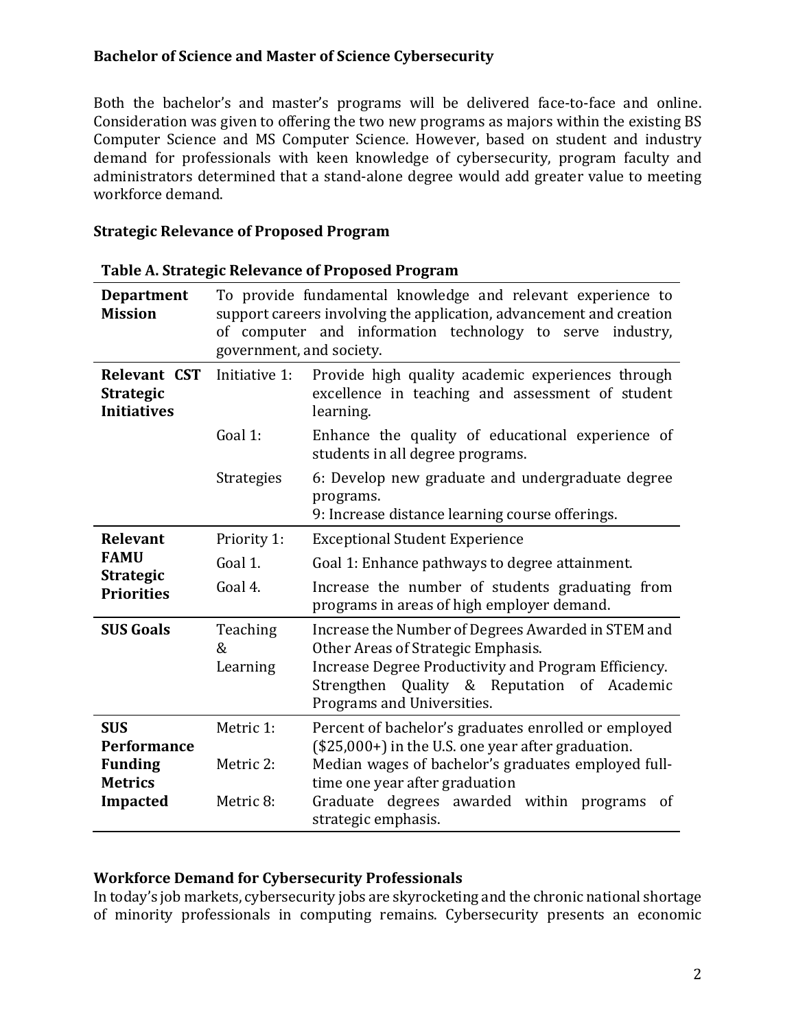**Bachelor of Science and Master of Science Cybersecurity**

Both the bachelor's and master's programs will be delivered face-to-face and online. Consideration was given to offering the two new programs as majors within the existing BS Computer Science and MS Computer Science. However, based on student and industry demand for professionals with keen knowledge of cybersecurity, program faculty and administrators determined that a stand-alone degree would add greater value to meeting workforce demand.

**Strategic Relevance of Proposed Program**

**Table A. Strategic Relevance of Proposed Program**

| | | |
|---|---|---|
| **Department Mission** | To provide fundamental knowledge and relevant experience to support careers involving the application, advancement and creation of computer and information technology to serve industry, government, and society. | |
| **Relevant CST Strategic Initiatives** | Initiative 1: | Provide high quality academic experiences through excellence in teaching and assessment of student learning. |
| | Goal 1: | Enhance the quality of educational experience of students in all degree programs. |
| | Strategies | 6: Develop new graduate and undergraduate degree programs.<br>9: Increase distance learning course offerings. |
| **Relevant FAMU Strategic Priorities** | Priority 1: | Exceptional Student Experience |
| | Goal 1. | Goal 1: Enhance pathways to degree attainment. |
| | Goal 4. | Increase the number of students graduating from programs in areas of high employer demand. |
| **SUS Goals** | Teaching & Learning | Increase the Number of Degrees Awarded in STEM and Other Areas of Strategic Emphasis.<br>Increase Degree Productivity and Program Efficiency.<br>Strengthen Quality & Reputation of Academic Programs and Universities. |
| **SUS Performance Funding Metrics Impacted** | Metric 1: | Percent of bachelor's graduates enrolled or employed ($25,000+) in the U.S. one year after graduation. |
| | Metric 2: | Median wages of bachelor's graduates employed full-time one year after graduation |
| | Metric 8: | Graduate degrees awarded within programs of strategic emphasis. |

**Workforce Demand for Cybersecurity Professionals**

In today's job markets, cybersecurity jobs are skyrocketing and the chronic national shortage of minority professionals in computing remains. Cybersecurity presents an economic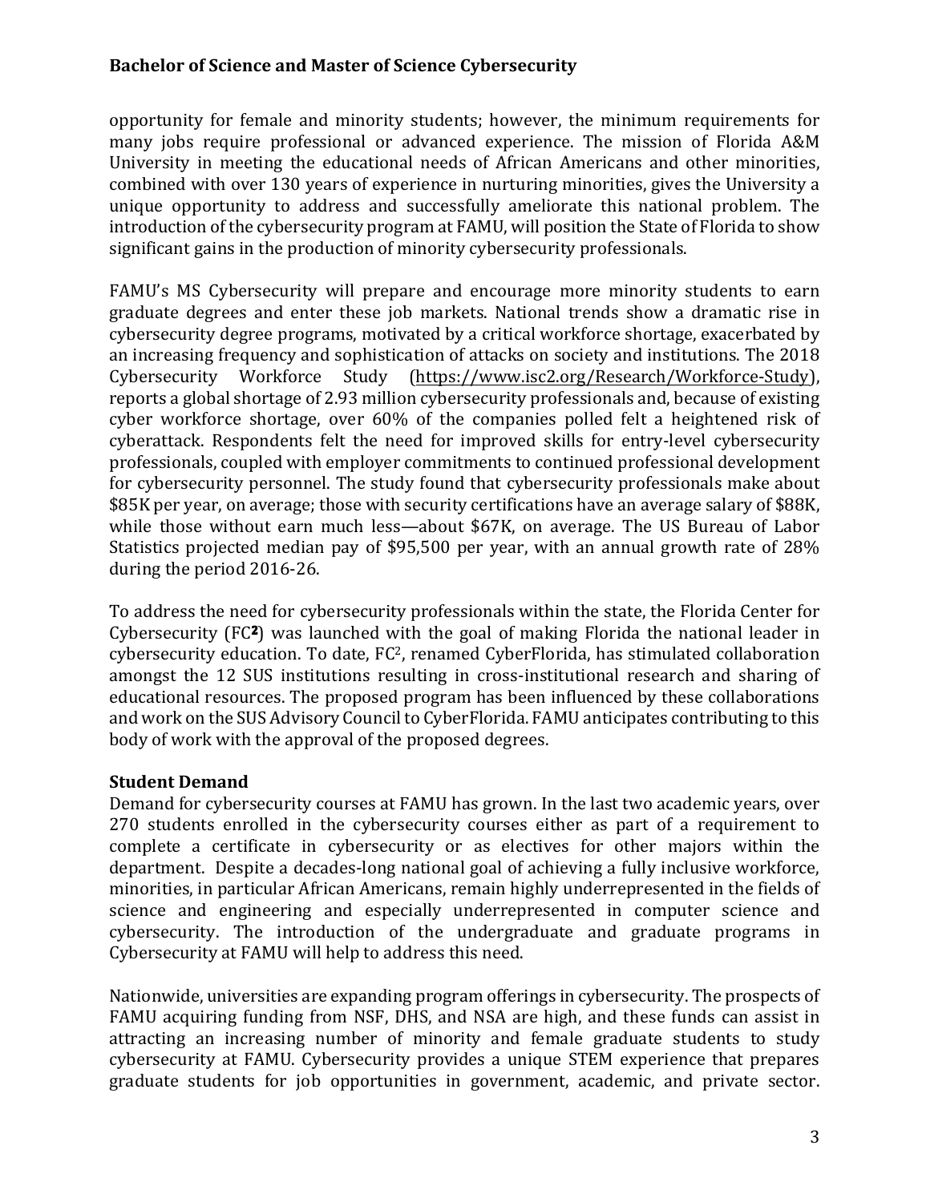opportunity for female and minority students; however, the minimum requirements for many jobs require professional or advanced experience. The mission of Florida A&M University in meeting the educational needs of African Americans and other minorities, combined with over 130 years of experience in nurturing minorities, gives the University a unique opportunity to address and successfully ameliorate this national problem. The introduction of the cybersecurity program at FAMU, will position the State of Florida to show significant gains in the production of minority cybersecurity professionals.

FAMU's MS Cybersecurity will prepare and encourage more minority students to earn graduate degrees and enter these job markets. National trends show a dramatic rise in cybersecurity degree programs, motivated by a critical workforce shortage, exacerbated by an increasing frequency and sophistication of attacks on society and institutions. The 2018 Cybersecurity Workforce Study (https://www.isc2.org/Research/Workforce-Study), reports a global shortage of 2.93 million cybersecurity professionals and, because of existing cyber workforce shortage, over 60% of the companies polled felt a heightened risk of cyberattack. Respondents felt the need for improved skills for entry-level cybersecurity professionals, coupled with employer commitments to continued professional development for cybersecurity personnel. The study found that cybersecurity professionals make about $85K per year, on average; those with security certifications have an average salary of $88K, while those without earn much less—about $67K, on average. The US Bureau of Labor Statistics projected median pay of $95,500 per year, with an annual growth rate of 28% during the period 2016-26.

To address the need for cybersecurity professionals within the state, the Florida Center for Cybersecurity (FC**2**) was launched with the goal of making Florida the national leader in cybersecurity education. To date, FC2, renamed CyberFlorida, has stimulated collaboration amongst the 12 SUS institutions resulting in cross-institutional research and sharing of educational resources. The proposed program has been influenced by these collaborations and work on the SUS Advisory Council to CyberFlorida. FAMU anticipates contributing to this body of work with the approval of the proposed degrees.

**Student Demand**

Demand for cybersecurity courses at FAMU has grown. In the last two academic years, over 270 students enrolled in the cybersecurity courses either as part of a requirement to complete a certificate in cybersecurity or as electives for other majors within the department. Despite a decades-long national goal of achieving a fully inclusive workforce, minorities, in particular African Americans, remain highly underrepresented in the fields of science and engineering and especially underrepresented in computer science and cybersecurity. The introduction of the undergraduate and graduate programs in Cybersecurity at FAMU will help to address this need.

Nationwide, universities are expanding program offerings in cybersecurity. The prospects of FAMU acquiring funding from NSF, DHS, and NSA are high, and these funds can assist in attracting an increasing number of minority and female graduate students to study cybersecurity at FAMU. Cybersecurity provides a unique STEM experience that prepares graduate students for job opportunities in government, academic, and private sector.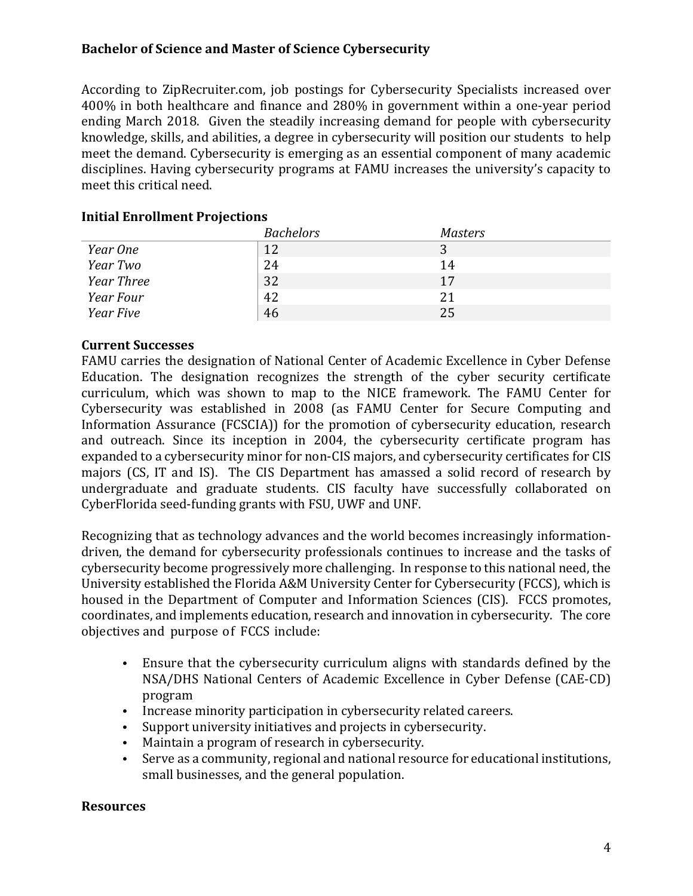**Bachelor of Science and Master of Science Cybersecurity**

According to ZipRecruiter.com, job postings for Cybersecurity Specialists increased over 400% in both healthcare and finance and 280% in government within a one-year period ending March 2018. Given the steadily increasing demand for people with cybersecurity knowledge, skills, and abilities, a degree in cybersecurity will position our students to help meet the demand. Cybersecurity is emerging as an essential component of many academic disciplines. Having cybersecurity programs at FAMU increases the university's capacity to meet this critical need.

### Initial Enrollment Projections

| | *Bachelors* | *Masters* |
|---|---|---|
| *Year One* | 12 | 3 |
| *Year Two* | 24 | 14 |
| *Year Three* | 32 | 17 |
| *Year Four* | 42 | 21 |
| *Year Five* | 46 | 25 |

### Current Successes

FAMU carries the designation of National Center of Academic Excellence in Cyber Defense Education. The designation recognizes the strength of the cyber security certificate curriculum, which was shown to map to the NICE framework. The FAMU Center for Cybersecurity was established in 2008 (as FAMU Center for Secure Computing and Information Assurance (FCSCIA)) for the promotion of cybersecurity education, research and outreach. Since its inception in 2004, the cybersecurity certificate program has expanded to a cybersecurity minor for non-CIS majors, and cybersecurity certificates for CIS majors (CS, IT and IS). The CIS Department has amassed a solid record of research by undergraduate and graduate students. CIS faculty have successfully collaborated on CyberFlorida seed-funding grants with FSU, UWF and UNF.

Recognizing that as technology advances and the world becomes increasingly information-driven, the demand for cybersecurity professionals continues to increase and the tasks of cybersecurity become progressively more challenging. In response to this national need, the University established the Florida A&M University Center for Cybersecurity (FCCS), which is housed in the Department of Computer and Information Sciences (CIS). FCCS promotes, coordinates, and implements education, research and innovation in cybersecurity. The core objectives and purpose of FCCS include:

- Ensure that the cybersecurity curriculum aligns with standards defined by the NSA/DHS National Centers of Academic Excellence in Cyber Defense (CAE-CD) program
- Increase minority participation in cybersecurity related careers.
- Support university initiatives and projects in cybersecurity.
- Maintain a program of research in cybersecurity.
- Serve as a community, regional and national resource for educational institutions, small businesses, and the general population.

### Resources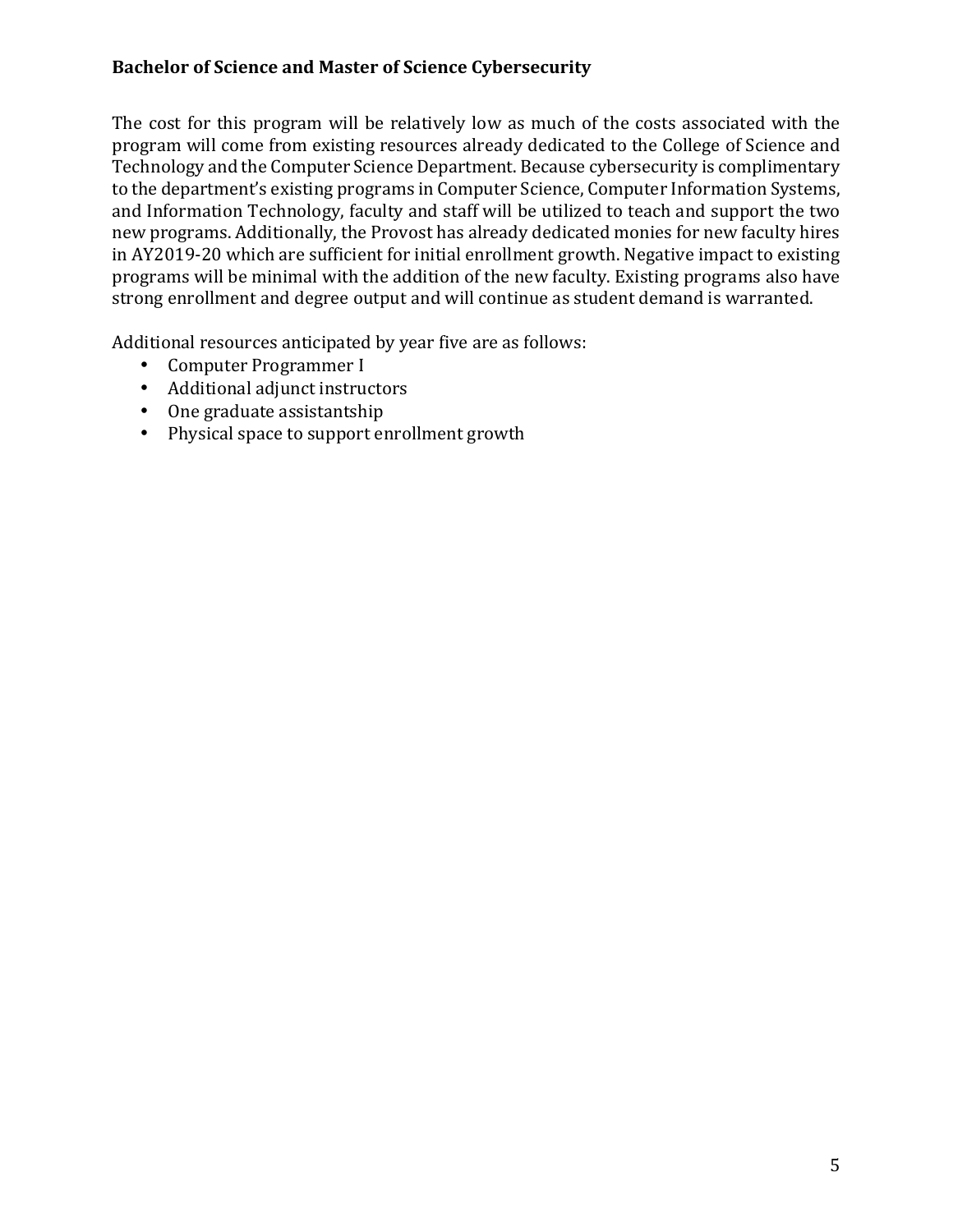**Bachelor of Science and Master of Science Cybersecurity**

The cost for this program will be relatively low as much of the costs associated with the program will come from existing resources already dedicated to the College of Science and Technology and the Computer Science Department. Because cybersecurity is complimentary to the department's existing programs in Computer Science, Computer Information Systems, and Information Technology, faculty and staff will be utilized to teach and support the two new programs. Additionally, the Provost has already dedicated monies for new faculty hires in AY2019-20 which are sufficient for initial enrollment growth. Negative impact to existing programs will be minimal with the addition of the new faculty. Existing programs also have strong enrollment and degree output and will continue as student demand is warranted.

Additional resources anticipated by year five are as follows:

- Computer Programmer I
- Additional adjunct instructors
- One graduate assistantship
- Physical space to support enrollment growth